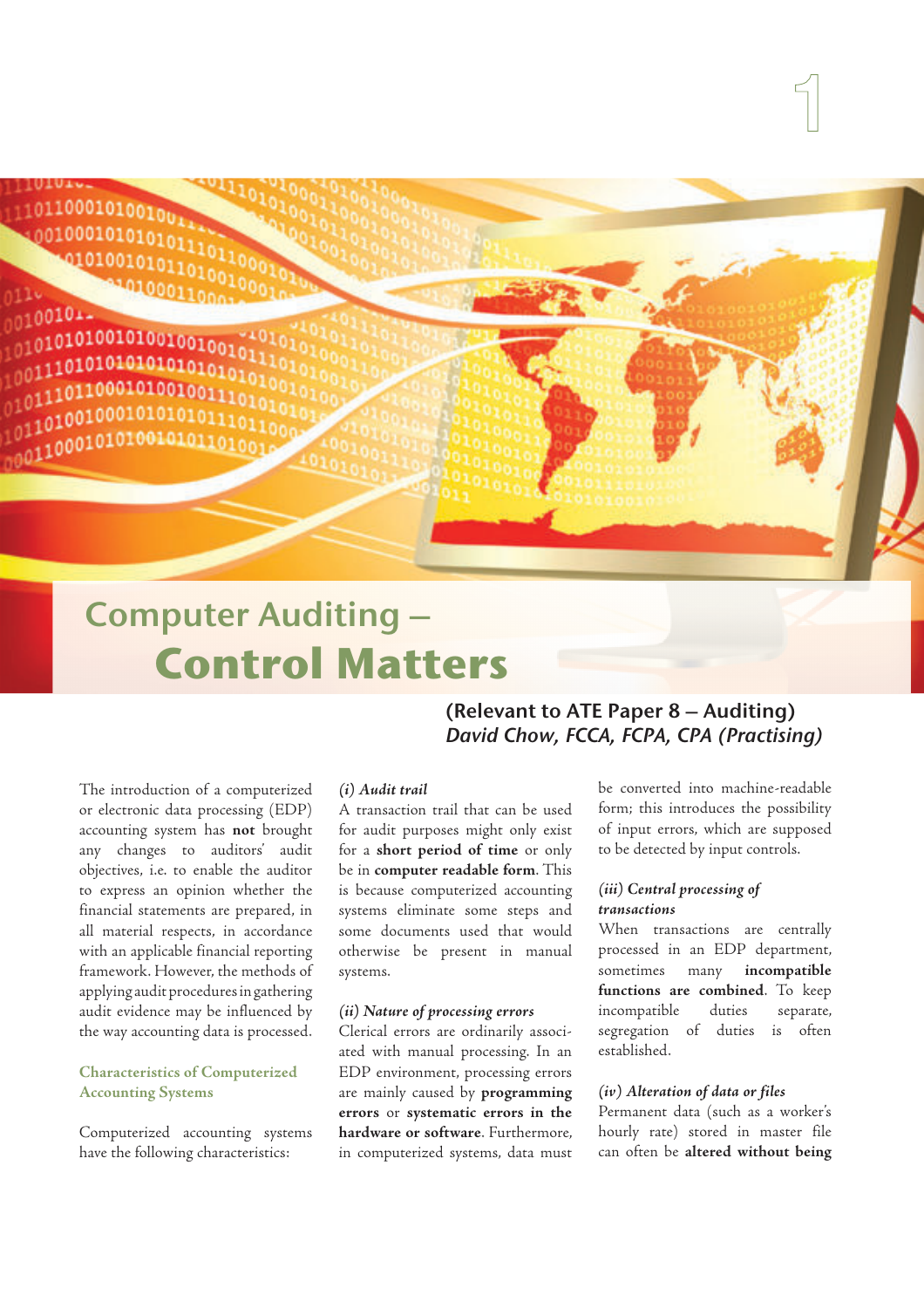# Computer Auditing – Control Matters

**(Relevant to ATE Paper 8 – Auditing)**
*David Chow, FCCA, FCPA, CPA (Practising)*

The introduction of a computerized or electronic data processing (EDP) accounting system has **not** brought any changes to auditors' audit objectives, i.e. to enable the auditor to express an opinion whether the financial statements are prepared, in all material respects, in accordance with an applicable financial reporting framework. However, the methods of applying audit procedures in gathering audit evidence may be influenced by the way accounting data is processed.

## Characteristics of Computerized Accounting Systems

Computerized accounting systems have the following characteristics:

### *(i) Audit trail*

A transaction trail that can be used for audit purposes might only exist for a **short period of time** or only be in **computer readable form**. This is because computerized accounting systems eliminate some steps and some documents used that would otherwise be present in manual systems.

### *(ii) Nature of processing errors*

Clerical errors are ordinarily associated with manual processing. In an EDP environment, processing errors are mainly caused by **programming errors** or **systematic errors in the hardware or software**. Furthermore, in computerized systems, data must be converted into machine-readable form; this introduces the possibility of input errors, which are supposed to be detected by input controls.

### *(iii) Central processing of transactions*

When transactions are centrally processed in an EDP department, sometimes many **incompatible functions are combined**. To keep incompatible duties separate, segregation of duties is often established.

### *(iv) Alteration of data or files*

Permanent data (such as a worker's hourly rate) stored in master file can often be **altered without being**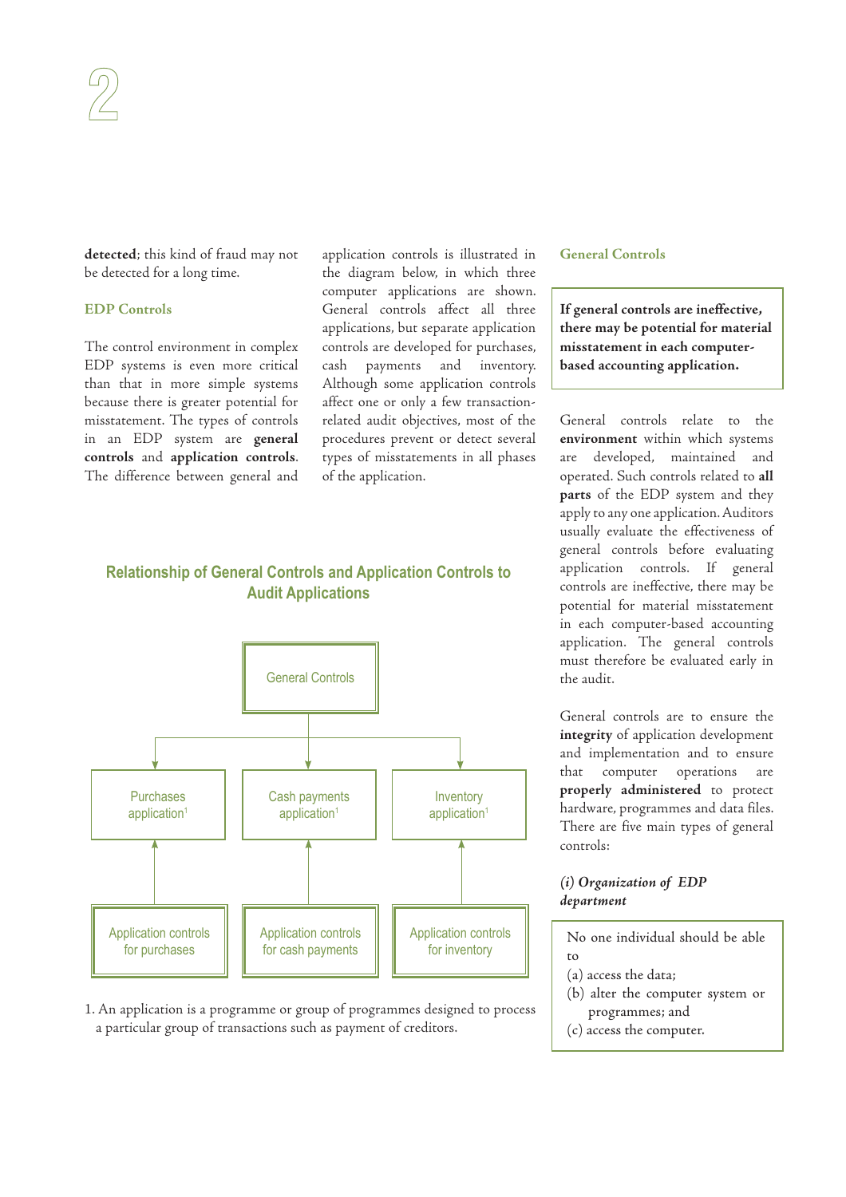**detected**; this kind of fraud may not be detected for a long time.

### EDP Controls

The control environment in complex EDP systems is even more critical than that in more simple systems because there is greater potential for misstatement. The types of controls in an EDP system are **general controls** and **application controls**. The difference between general and application controls is illustrated in the diagram below, in which three computer applications are shown. General controls affect all three applications, but separate application controls are developed for purchases, cash payments and inventory. Although some application controls affect one or only a few transaction-related audit objectives, most of the procedures prevent or detect several types of misstatements in all phases of the application.

#### Relationship of General Controls and Application Controls to Audit Applications

General Controls

- Purchases application[1] ← Application controls for purchases
- Cash payments application[1] ← Application controls for cash payments
- Inventory application[1] ← Application controls for inventory

1. An application is a programme or group of programmes designed to process a particular group of transactions such as payment of creditors.

### General Controls

**If general controls are ineffective, there may be potential for material misstatement in each computer-based accounting application.**

General controls relate to the **environment** within which systems are developed, maintained and operated. Such controls related to **all parts** of the EDP system and they apply to any one application. Auditors usually evaluate the effectiveness of general controls before evaluating application controls. If general controls are ineffective, there may be potential for material misstatement in each computer-based accounting application. The general controls must therefore be evaluated early in the audit.

General controls are to ensure the **integrity** of application development and implementation and to ensure that computer operations are **properly administered** to protect hardware, programmes and data files. There are five main types of general controls:

***(i) Organization of EDP department***

No one individual should be able to

(a) access the data;
(b) alter the computer system or programmes; and
(c) access the computer.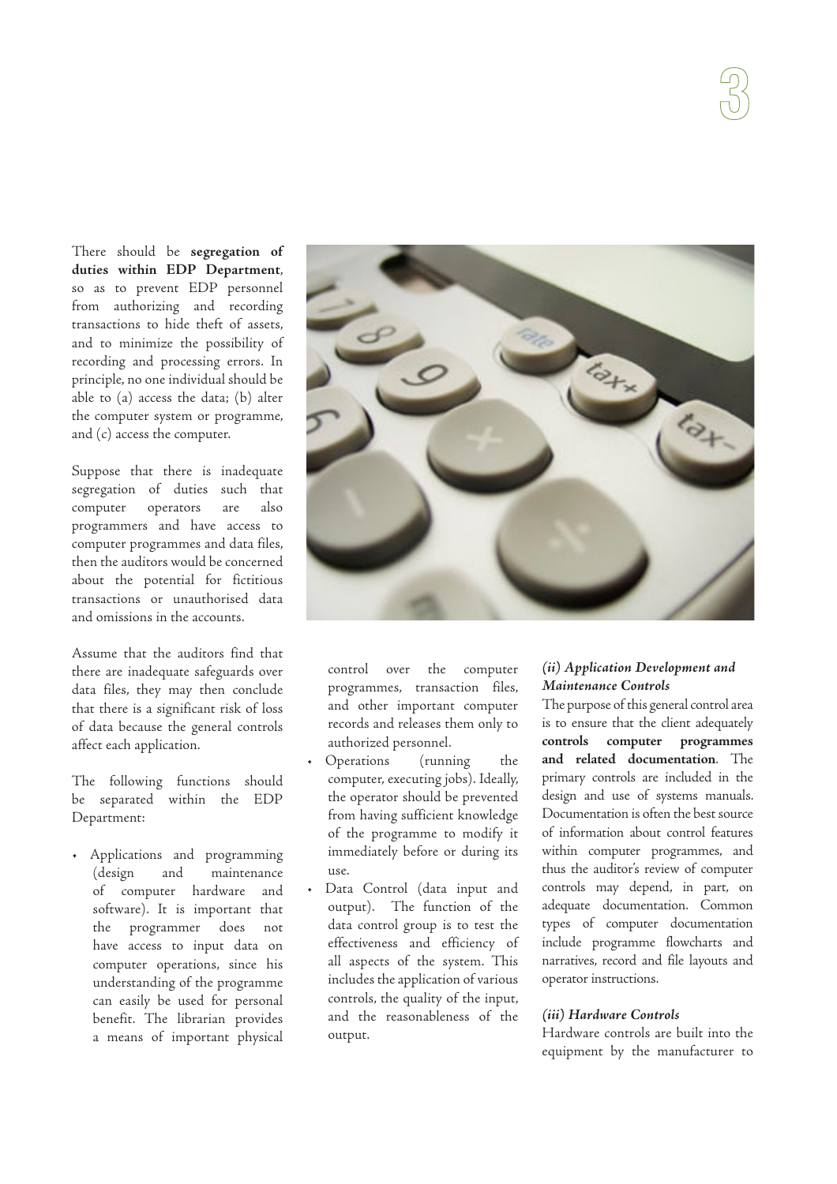There should be **segregation of duties within EDP Department**, so as to prevent EDP personnel from authorizing and recording transactions to hide theft of assets, and to minimize the possibility of recording and processing errors. In principle, no one individual should be able to (a) access the data; (b) alter the computer system or programme, and (c) access the computer.

Suppose that there is inadequate segregation of duties such that computer operators are also programmers and have access to computer programmes and data files, then the auditors would be concerned about the potential for fictitious transactions or unauthorised data and omissions in the accounts.

Assume that the auditors find that there are inadequate safeguards over data files, they may then conclude that there is a significant risk of loss of data because the general controls affect each application.

The following functions should be separated within the EDP Department:

- Applications and programming (design and maintenance of computer hardware and software). It is important that the programmer does not have access to input data on computer operations, since his understanding of the programme can easily be used for personal benefit. The librarian provides a means of important physical control over the computer programmes, transaction files, and other important computer records and releases them only to authorized personnel.
- Operations (running the computer, executing jobs). Ideally, the operator should be prevented from having sufficient knowledge of the programme to modify it immediately before or during its use.
- Data Control (data input and output). The function of the data control group is to test the effectiveness and efficiency of all aspects of the system. This includes the application of various controls, the quality of the input, and the reasonableness of the output.

***(ii) Application Development and Maintenance Controls***

The purpose of this general control area is to ensure that the client adequately **controls computer programmes and related documentation**. The primary controls are included in the design and use of systems manuals. Documentation is often the best source of information about control features within computer programmes, and thus the auditor's review of computer controls may depend, in part, on adequate documentation. Common types of computer documentation include programme flowcharts and narratives, record and file layouts and operator instructions.

***(iii) Hardware Controls***

Hardware controls are built into the equipment by the manufacturer to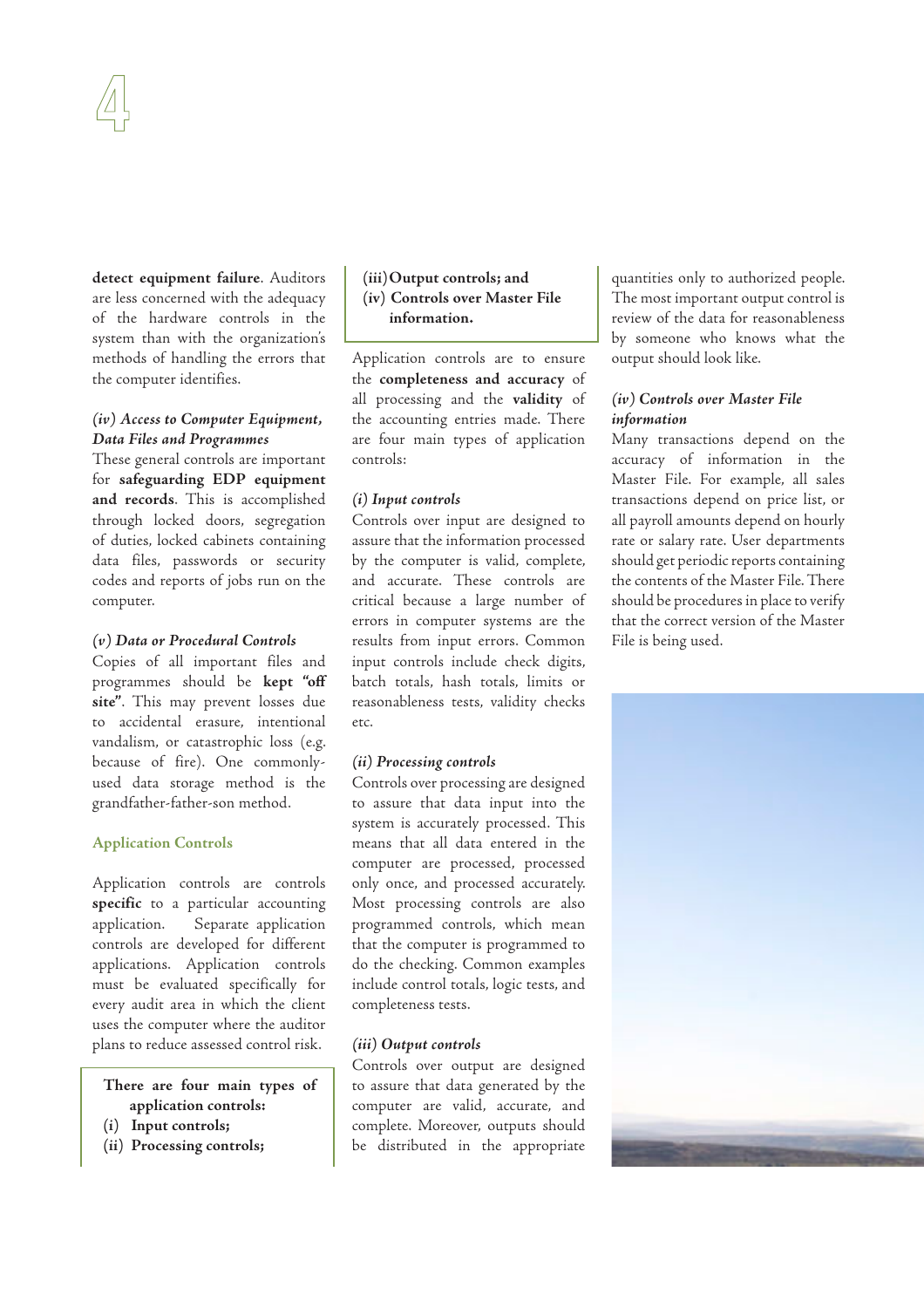**detect equipment failure**. Auditors are less concerned with the adequacy of the hardware controls in the system than with the organization's methods of handling the errors that the computer identifies.

***(iv) Access to Computer Equipment, Data Files and Programmes***

These general controls are important for **safeguarding EDP equipment and records**. This is accomplished through locked doors, segregation of duties, locked cabinets containing data files, passwords or security codes and reports of jobs run on the computer.

***(v) Data or Procedural Controls***

Copies of all important files and programmes should be **kept "off site"**. This may prevent losses due to accidental erasure, intentional vandalism, or catastrophic loss (e.g. because of fire). One commonly-used data storage method is the grandfather-father-son method.

## Application Controls

Application controls are controls **specific** to a particular accounting application. Separate application controls are developed for different applications. Application controls must be evaluated specifically for every audit area in which the client uses the computer where the auditor plans to reduce assessed control risk.

> **There are four main types of application controls:**
> **(i) Input controls;**
> **(ii) Processing controls;**
> **(iii) Output controls; and**
> **(iv) Controls over Master File information.**

Application controls are to ensure the **completeness and accuracy** of all processing and the **validity** of the accounting entries made. There are four main types of application controls:

***(i) Input controls***

Controls over input are designed to assure that the information processed by the computer is valid, complete, and accurate. These controls are critical because a large number of errors in computer systems are the results from input errors. Common input controls include check digits, batch totals, hash totals, limits or reasonableness tests, validity checks etc.

***(ii) Processing controls***

Controls over processing are designed to assure that data input into the system is accurately processed. This means that all data entered in the computer are processed, processed only once, and processed accurately. Most processing controls are also programmed controls, which mean that the computer is programmed to do the checking. Common examples include control totals, logic tests, and completeness tests.

***(iii) Output controls***

Controls over output are designed to assure that data generated by the computer are valid, accurate, and complete. Moreover, outputs should be distributed in the appropriate quantities only to authorized people. The most important output control is review of the data for reasonableness by someone who knows what the output should look like.

***(iv) Controls over Master File information***

Many transactions depend on the accuracy of information in the Master File. For example, all sales transactions depend on price list, or all payroll amounts depend on hourly rate or salary rate. User departments should get periodic reports containing the contents of the Master File. There should be procedures in place to verify that the correct version of the Master File is being used.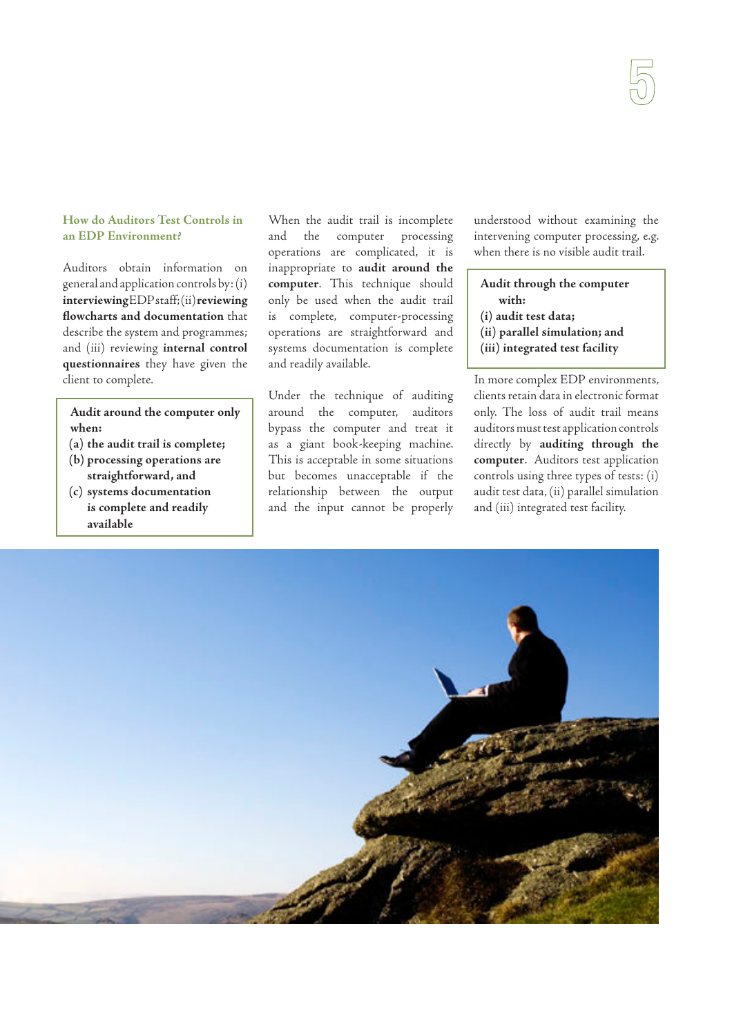## How do Auditors Test Controls in an EDP Environment?

Auditors obtain information on general and application controls by: (i) **interviewing** EDP staff; (ii) **reviewing flowcharts and documentation** that describe the system and programmes; and (iii) reviewing **internal control questionnaires** they have given the client to complete.

> **Audit around the computer only when:**
>
> **(a) the audit trail is complete;**
> **(b) processing operations are straightforward, and**
> **(c) systems documentation is complete and readily available**

When the audit trail is incomplete and the computer processing operations are complicated, it is inappropriate to **audit around the computer**. This technique should only be used when the audit trail is complete, computer-processing operations are straightforward and systems documentation is complete and readily available.

Under the technique of auditing around the computer, auditors bypass the computer and treat it as a giant book-keeping machine. This is acceptable in some situations but becomes unacceptable if the relationship between the output and the input cannot be properly understood without examining the intervening computer processing, e.g. when there is no visible audit trail.

> **Audit through the computer with:**
>
> **(i) audit test data;**
> **(ii) parallel simulation; and**
> **(iii) integrated test facility**

In more complex EDP environments, clients retain data in electronic format only. The loss of audit trail means auditors must test application controls directly by **auditing through the computer**. Auditors test application controls using three types of tests: (i) audit test data, (ii) parallel simulation and (iii) integrated test facility.